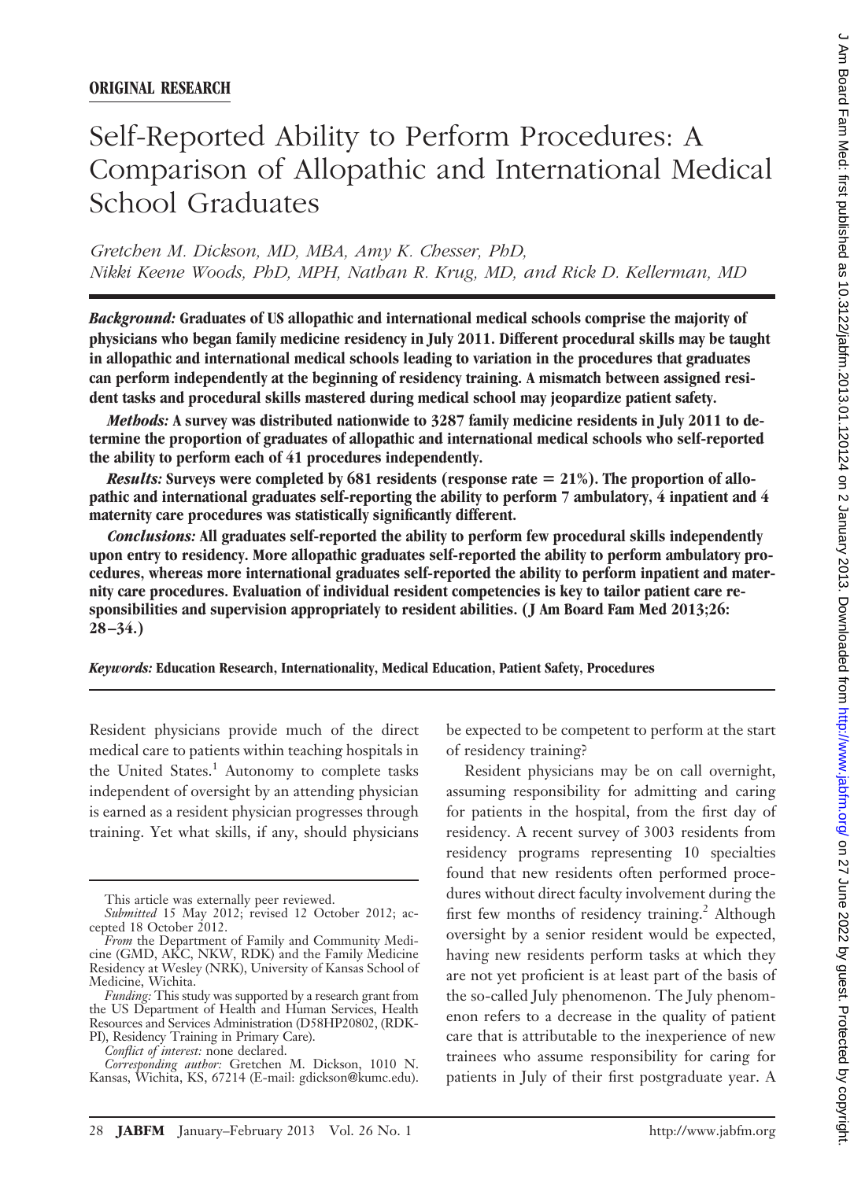**ORIGINAL RESEARCH**

# Self-Reported Ability to Perform Procedures: A Comparison of Allopathic and International Medical School Graduates

*Gretchen M. Dickson, MD, MBA, Amy K. Chesser, PhD, Nikki Keene Woods, PhD, MPH, Nathan R. Krug, MD, and Rick D. Kellerman, MD*

***Background:*** **Graduates of US allopathic and international medical schools comprise the majority of physicians who began family medicine residency in July 2011. Different procedural skills may be taught in allopathic and international medical schools leading to variation in the procedures that graduates can perform independently at the beginning of residency training. A mismatch between assigned resident tasks and procedural skills mastered during medical school may jeopardize patient safety.**

***Methods:*** **A survey was distributed nationwide to 3287 family medicine residents in July 2011 to determine the proportion of graduates of allopathic and international medical schools who self-reported the ability to perform each of 41 procedures independently.**

***Results:*** **Surveys were completed by 681 residents (response rate = 21%). The proportion of allopathic and international graduates self-reporting the ability to perform 7 ambulatory, 4 inpatient and 4 maternity care procedures was statistically significantly different.**

***Conclusions:*** **All graduates self-reported the ability to perform few procedural skills independently upon entry to residency. More allopathic graduates self-reported the ability to perform ambulatory procedures, whereas more international graduates self-reported the ability to perform inpatient and maternity care procedures. Evaluation of individual resident competencies is key to tailor patient care responsibilities and supervision appropriately to resident abilities. (J Am Board Fam Med 2013;26:28–34.)**

***Keywords:*** **Education Research, Internationality, Medical Education, Patient Safety, Procedures**

Resident physicians provide much of the direct medical care to patients within teaching hospitals in the United States.[1] Autonomy to complete tasks independent of oversight by an attending physician is earned as a resident physician progresses through training. Yet what skills, if any, should physicians be expected to be competent to perform at the start of residency training?

Resident physicians may be on call overnight, assuming responsibility for admitting and caring for patients in the hospital, from the first day of residency. A recent survey of 3003 residents from residency programs representing 10 specialties found that new residents often performed procedures without direct faculty involvement during the first few months of residency training.[2] Although oversight by a senior resident would be expected, having new residents perform tasks at which they are not yet proficient is at least part of the basis of the so-called July phenomenon. The July phenomenon refers to a decrease in the quality of patient care that is attributable to the inexperience of new trainees who assume responsibility for caring for patients in July of their first postgraduate year. A

This article was externally peer reviewed.

*Submitted* 15 May 2012; revised 12 October 2012; accepted 18 October 2012.

*From* the Department of Family and Community Medicine (GMD, AKC, NKW, RDK) and the Family Medicine Residency at Wesley (NRK), University of Kansas School of Medicine, Wichita.

*Funding:* This study was supported by a research grant from the US Department of Health and Human Services, Health Resources and Services Administration (D58HP20802, (RDK-PI), Residency Training in Primary Care).

*Conflict of interest:* none declared.

*Corresponding author:* Gretchen M. Dickson, 1010 N. Kansas, Wichita, KS, 67214 (E-mail: gdickson@kumc.edu).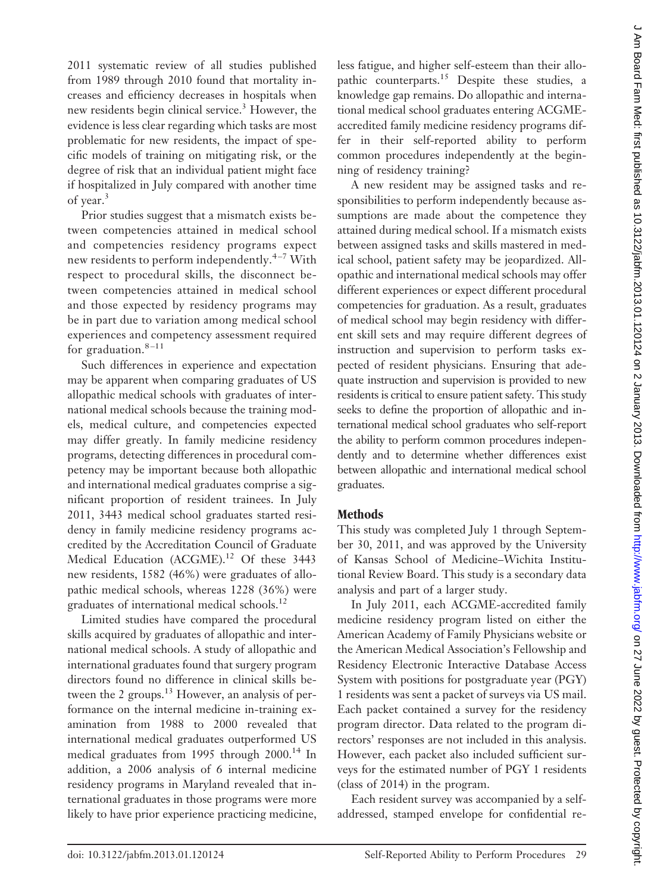2011 systematic review of all studies published from 1989 through 2010 found that mortality increases and efficiency decreases in hospitals when new residents begin clinical service.[3] However, the evidence is less clear regarding which tasks are most problematic for new residents, the impact of specific models of training on mitigating risk, or the degree of risk that an individual patient might face if hospitalized in July compared with another time of year.[3]

Prior studies suggest that a mismatch exists between competencies attained in medical school and competencies residency programs expect new residents to perform independently.[4–7] With respect to procedural skills, the disconnect between competencies attained in medical school and those expected by residency programs may be in part due to variation among medical school experiences and competency assessment required for graduation.[8–11]

Such differences in experience and expectation may be apparent when comparing graduates of US allopathic medical schools with graduates of international medical schools because the training models, medical culture, and competencies expected may differ greatly. In family medicine residency programs, detecting differences in procedural competency may be important because both allopathic and international medical graduates comprise a significant proportion of resident trainees. In July 2011, 3443 medical school graduates started residency in family medicine residency programs accredited by the Accreditation Council of Graduate Medical Education (ACGME).[12] Of these 3443 new residents, 1582 (46%) were graduates of allopathic medical schools, whereas 1228 (36%) were graduates of international medical schools.[12]

Limited studies have compared the procedural skills acquired by graduates of allopathic and international medical schools. A study of allopathic and international graduates found that surgery program directors found no difference in clinical skills between the 2 groups.[13] However, an analysis of performance on the internal medicine in-training examination from 1988 to 2000 revealed that international medical graduates outperformed US medical graduates from 1995 through 2000.[14] In addition, a 2006 analysis of 6 internal medicine residency programs in Maryland revealed that international graduates in those programs were more likely to have prior experience practicing medicine, less fatigue, and higher self-esteem than their allopathic counterparts.[15] Despite these studies, a knowledge gap remains. Do allopathic and international medical school graduates entering ACGME-accredited family medicine residency programs differ in their self-reported ability to perform common procedures independently at the beginning of residency training?

A new resident may be assigned tasks and responsibilities to perform independently because assumptions are made about the competence they attained during medical school. If a mismatch exists between assigned tasks and skills mastered in medical school, patient safety may be jeopardized. Allopathic and international medical schools may offer different experiences or expect different procedural competencies for graduation. As a result, graduates of medical school may begin residency with different skill sets and may require different degrees of instruction and supervision to perform tasks expected of resident physicians. Ensuring that adequate instruction and supervision is provided to new residents is critical to ensure patient safety. This study seeks to define the proportion of allopathic and international medical school graduates who self-report the ability to perform common procedures independently and to determine whether differences exist between allopathic and international medical school graduates.

## Methods

This study was completed July 1 through September 30, 2011, and was approved by the University of Kansas School of Medicine–Wichita Institutional Review Board. This study is a secondary data analysis and part of a larger study.

In July 2011, each ACGME-accredited family medicine residency program listed on either the American Academy of Family Physicians website or the American Medical Association's Fellowship and Residency Electronic Interactive Database Access System with positions for postgraduate year (PGY) 1 residents was sent a packet of surveys via US mail. Each packet contained a survey for the residency program director. Data related to the program directors' responses are not included in this analysis. However, each packet also included sufficient surveys for the estimated number of PGY 1 residents (class of 2014) in the program.

Each resident survey was accompanied by a self-addressed, stamped envelope for confidential re-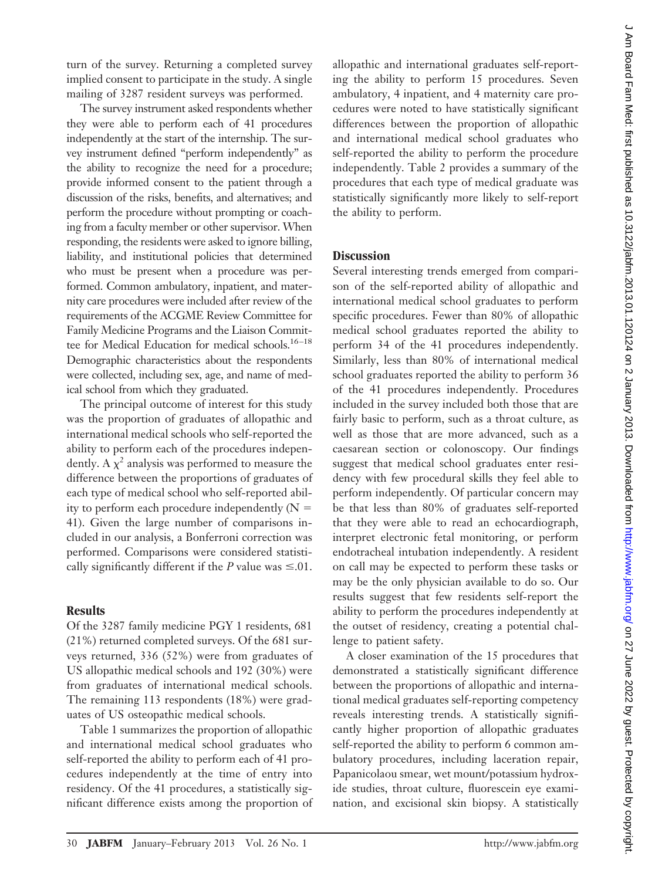turn of the survey. Returning a completed survey implied consent to participate in the study. A single mailing of 3287 resident surveys was performed.

The survey instrument asked respondents whether they were able to perform each of 41 procedures independently at the start of the internship. The survey instrument defined "perform independently" as the ability to recognize the need for a procedure; provide informed consent to the patient through a discussion of the risks, benefits, and alternatives; and perform the procedure without prompting or coaching from a faculty member or other supervisor. When responding, the residents were asked to ignore billing, liability, and institutional policies that determined who must be present when a procedure was performed. Common ambulatory, inpatient, and maternity care procedures were included after review of the requirements of the ACGME Review Committee for Family Medicine Programs and the Liaison Committee for Medical Education for medical schools.[16–18] Demographic characteristics about the respondents were collected, including sex, age, and name of medical school from which they graduated.

The principal outcome of interest for this study was the proportion of graduates of allopathic and international medical schools who self-reported the ability to perform each of the procedures independently. A $\chi^2$ analysis was performed to measure the difference between the proportions of graduates of each type of medical school who self-reported ability to perform each procedure independently ($N = 41$). Given the large number of comparisons included in our analysis, a Bonferroni correction was performed. Comparisons were considered statistically significantly different if the $P$ value was $\leq .01$.

## Results

Of the 3287 family medicine PGY 1 residents, 681 (21%) returned completed surveys. Of the 681 surveys returned, 336 (52%) were from graduates of US allopathic medical schools and 192 (30%) were from graduates of international medical schools. The remaining 113 respondents (18%) were graduates of US osteopathic medical schools.

Table 1 summarizes the proportion of allopathic and international medical school graduates who self-reported the ability to perform each of 41 procedures independently at the time of entry into residency. Of the 41 procedures, a statistically significant difference exists among the proportion of allopathic and international graduates self-reporting the ability to perform 15 procedures. Seven ambulatory, 4 inpatient, and 4 maternity care procedures were noted to have statistically significant differences between the proportion of allopathic and international medical school graduates who self-reported the ability to perform the procedure independently. Table 2 provides a summary of the procedures that each type of medical graduate was statistically significantly more likely to self-report the ability to perform.

## Discussion

Several interesting trends emerged from comparison of the self-reported ability of allopathic and international medical school graduates to perform specific procedures. Fewer than 80% of allopathic medical school graduates reported the ability to perform 34 of the 41 procedures independently. Similarly, less than 80% of international medical school graduates reported the ability to perform 36 of the 41 procedures independently. Procedures included in the survey included both those that are fairly basic to perform, such as a throat culture, as well as those that are more advanced, such as a caesarean section or colonoscopy. Our findings suggest that medical school graduates enter residency with few procedural skills they feel able to perform independently. Of particular concern may be that less than 80% of graduates self-reported that they were able to read an echocardiograph, interpret electronic fetal monitoring, or perform endotracheal intubation independently. A resident on call may be expected to perform these tasks or may be the only physician available to do so. Our results suggest that few residents self-report the ability to perform the procedures independently at the outset of residency, creating a potential challenge to patient safety.

A closer examination of the 15 procedures that demonstrated a statistically significant difference between the proportions of allopathic and international medical graduates self-reporting competency reveals interesting trends. A statistically significantly higher proportion of allopathic graduates self-reported the ability to perform 6 common ambulatory procedures, including laceration repair, Papanicolaou smear, wet mount/potassium hydroxide studies, throat culture, fluorescein eye examination, and excisional skin biopsy. A statistically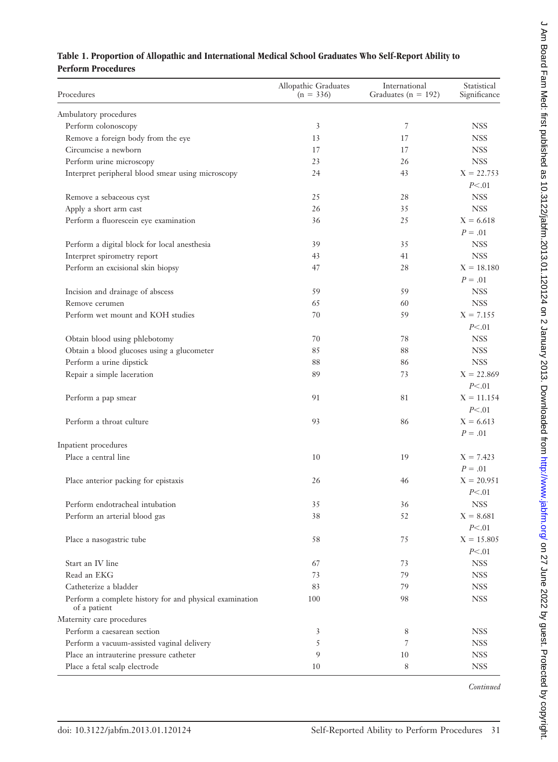**Table 1. Proportion of Allopathic and International Medical School Graduates Who Self-Report Ability to Perform Procedures**

| Procedures | Allopathic Graduates (n = 336) | International Graduates (n = 192) | Statistical Significance |
|---|---|---|---|
| Ambulatory procedures | | | |
| Perform colonoscopy | 3 | 7 | NSS |
| Remove a foreign body from the eye | 13 | 17 | NSS |
| Circumcise a newborn | 17 | 17 | NSS |
| Perform urine microscopy | 23 | 26 | NSS |
| Interpret peripheral blood smear using microscopy | 24 | 43 | X = 22.753 $P < .01$ |
| Remove a sebaceous cyst | 25 | 28 | NSS |
| Apply a short arm cast | 26 | 35 | NSS |
| Perform a fluorescein eye examination | 36 | 25 | X = 6.618 $P = .01$ |
| Perform a digital block for local anesthesia | 39 | 35 | NSS |
| Interpret spirometry report | 43 | 41 | NSS |
| Perform an excisional skin biopsy | 47 | 28 | X = 18.180 $P = .01$ |
| Incision and drainage of abscess | 59 | 59 | NSS |
| Remove cerumen | 65 | 60 | NSS |
| Perform wet mount and KOH studies | 70 | 59 | X = 7.155 $P < .01$ |
| Obtain blood using phlebotomy | 70 | 78 | NSS |
| Obtain a blood glucoses using a glucometer | 85 | 88 | NSS |
| Perform a urine dipstick | 88 | 86 | NSS |
| Repair a simple laceration | 89 | 73 | X = 22.869 $P < .01$ |
| Perform a pap smear | 91 | 81 | X = 11.154 $P < .01$ |
| Perform a throat culture | 93 | 86 | X = 6.613 $P = .01$ |
| Inpatient procedures | | | |
| Place a central line | 10 | 19 | X = 7.423 $P = .01$ |
| Place anterior packing for epistaxis | 26 | 46 | X = 20.951 $P < .01$ |
| Perform endotracheal intubation | 35 | 36 | NSS |
| Perform an arterial blood gas | 38 | 52 | X = 8.681 $P < .01$ |
| Place a nasogastric tube | 58 | 75 | X = 15.805 $P < .01$ |
| Start an IV line | 67 | 73 | NSS |
| Read an EKG | 73 | 79 | NSS |
| Catheterize a bladder | 83 | 79 | NSS |
| Perform a complete history for and physical examination of a patient | 100 | 98 | NSS |
| Maternity care procedures | | | |
| Perform a caesarean section | 3 | 8 | NSS |
| Perform a vacuum-assisted vaginal delivery | 5 | 7 | NSS |
| Place an intrauterine pressure catheter | 9 | 10 | NSS |
| Place a fetal scalp electrode | 10 | 8 | NSS |

*Continued*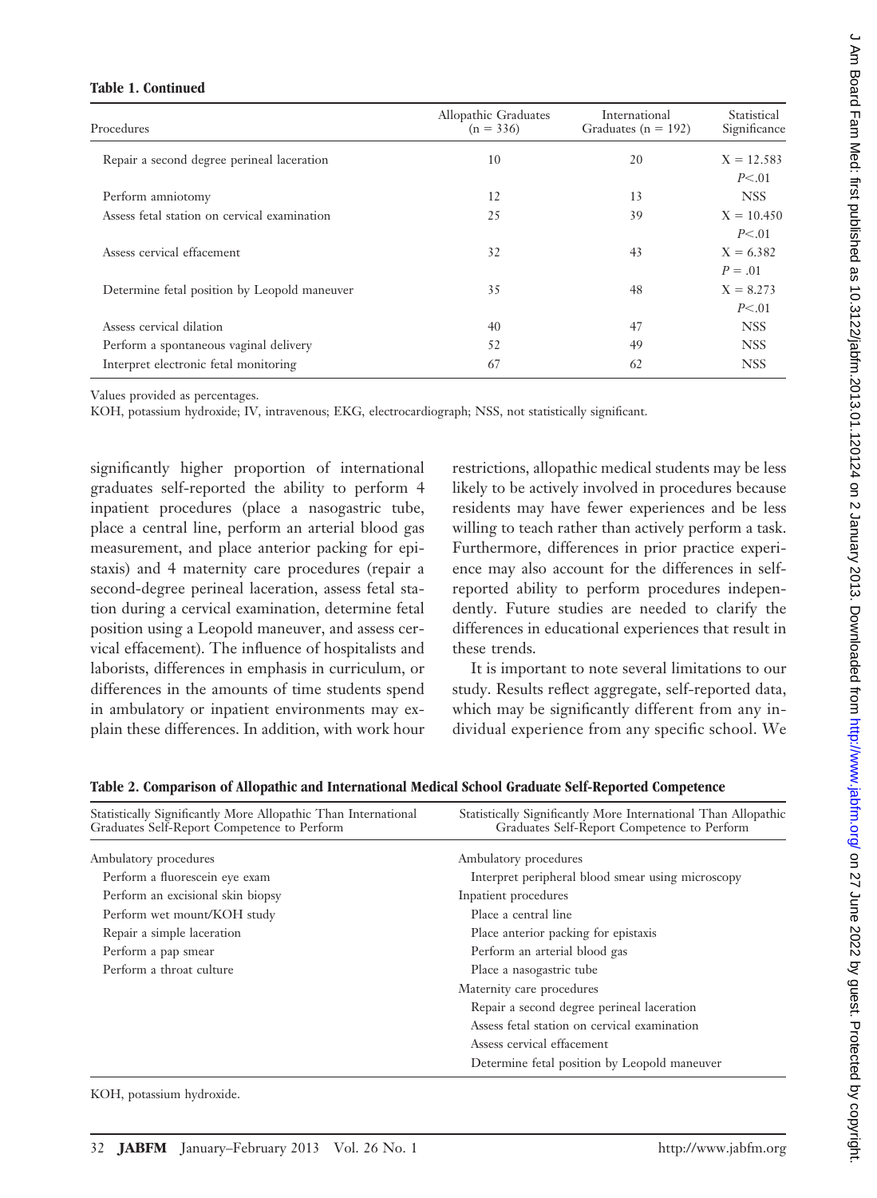**Table 1. Continued**

| Procedures | Allopathic Graduates (n = 336) | International Graduates (n = 192) | Statistical Significance |
|---|---|---|---|
| Repair a second degree perineal laceration | 10 | 20 | X = 12.583 $P<.01$ |
| Perform amniotomy | 12 | 13 | NSS |
| Assess fetal station on cervical examination | 25 | 39 | X = 10.450 $P<.01$ |
| Assess cervical effacement | 32 | 43 | X = 6.382 $P = .01$ |
| Determine fetal position by Leopold maneuver | 35 | 48 | X = 8.273 $P<.01$ |
| Assess cervical dilation | 40 | 47 | NSS |
| Perform a spontaneous vaginal delivery | 52 | 49 | NSS |
| Interpret electronic fetal monitoring | 67 | 62 | NSS |

Values provided as percentages.
KOH, potassium hydroxide; IV, intravenous; EKG, electrocardiograph; NSS, not statistically significant.

significantly higher proportion of international graduates self-reported the ability to perform 4 inpatient procedures (place a nasogastric tube, place a central line, perform an arterial blood gas measurement, and place anterior packing for epistaxis) and 4 maternity care procedures (repair a second-degree perineal laceration, assess fetal station during a cervical examination, determine fetal position using a Leopold maneuver, and assess cervical effacement). The influence of hospitalists and laborists, differences in emphasis in curriculum, or differences in the amounts of time students spend in ambulatory or inpatient environments may explain these differences. In addition, with work hour restrictions, allopathic medical students may be less likely to be actively involved in procedures because residents may have fewer experiences and be less willing to teach rather than actively perform a task. Furthermore, differences in prior practice experience may also account for the differences in self-reported ability to perform procedures independently. Future studies are needed to clarify the differences in educational experiences that result in these trends.

It is important to note several limitations to our study. Results reflect aggregate, self-reported data, which may be significantly different from any individual experience from any specific school. We

**Table 2. Comparison of Allopathic and International Medical School Graduate Self-Reported Competence**

| Statistically Significantly More Allopathic Than International Graduates Self-Report Competence to Perform | Statistically Significantly More International Than Allopathic Graduates Self-Report Competence to Perform |
|---|---|
| Ambulatory procedures | Ambulatory procedures |
| Perform a fluorescein eye exam | Interpret peripheral blood smear using microscopy |
| Perform an excisional skin biopsy | Inpatient procedures |
| Perform wet mount/KOH study | Place a central line |
| Repair a simple laceration | Place anterior packing for epistaxis |
| Perform a pap smear | Perform an arterial blood gas |
| Perform a throat culture | Place a nasogastric tube |
| | Maternity care procedures |
| | Repair a second degree perineal laceration |
| | Assess fetal station on cervical examination |
| | Assess cervical effacement |
| | Determine fetal position by Leopold maneuver |

KOH, potassium hydroxide.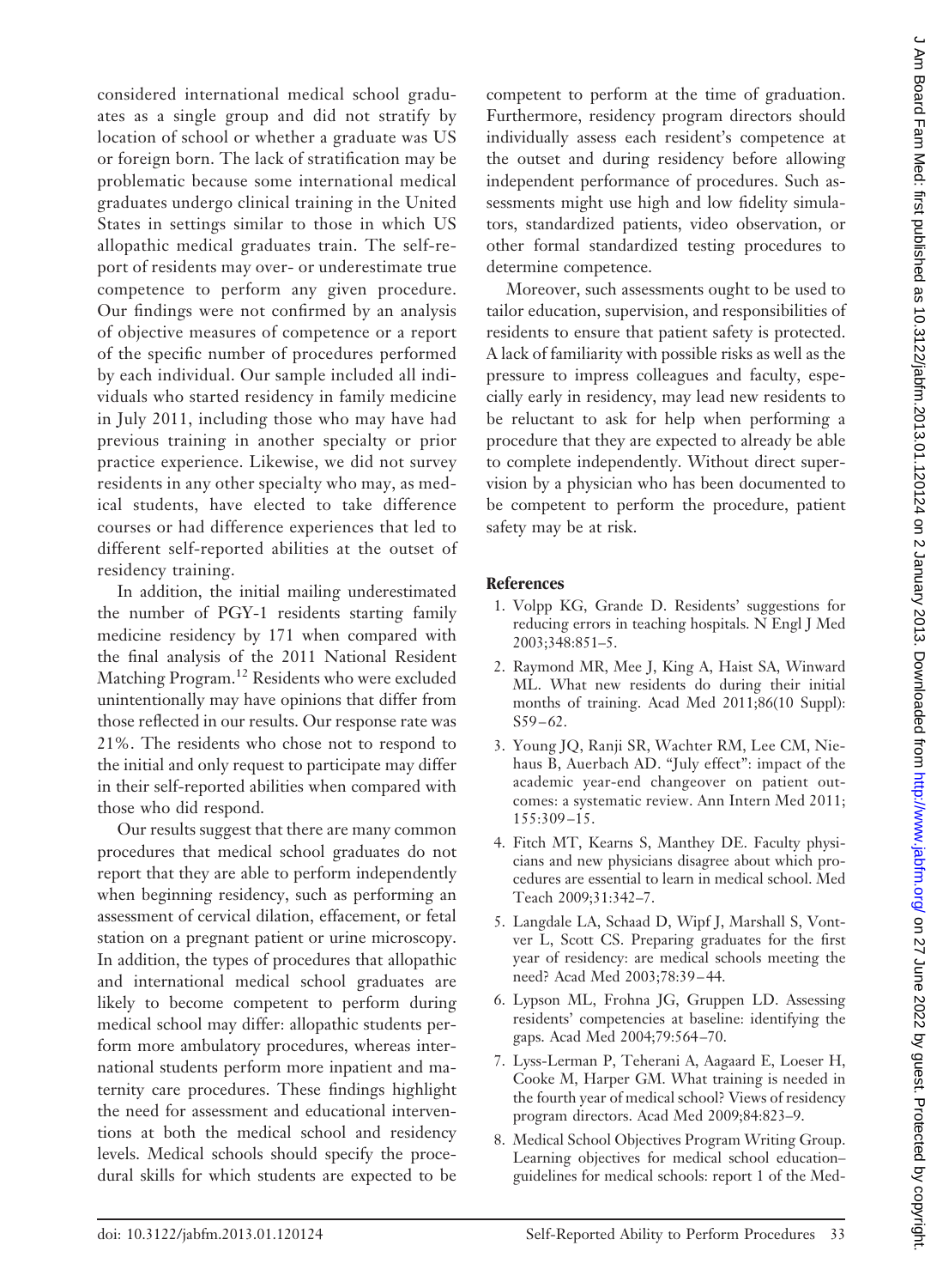considered international medical school graduates as a single group and did not stratify by location of school or whether a graduate was US or foreign born. The lack of stratification may be problematic because some international medical graduates undergo clinical training in the United States in settings similar to those in which US allopathic medical graduates train. The self-report of residents may over- or underestimate true competence to perform any given procedure. Our findings were not confirmed by an analysis of objective measures of competence or a report of the specific number of procedures performed by each individual. Our sample included all individuals who started residency in family medicine in July 2011, including those who may have had previous training in another specialty or prior practice experience. Likewise, we did not survey residents in any other specialty who may, as medical students, have elected to take difference courses or had difference experiences that led to different self-reported abilities at the outset of residency training.

In addition, the initial mailing underestimated the number of PGY-1 residents starting family medicine residency by 171 when compared with the final analysis of the 2011 National Resident Matching Program.[12] Residents who were excluded unintentionally may have opinions that differ from those reflected in our results. Our response rate was 21%. The residents who chose not to respond to the initial and only request to participate may differ in their self-reported abilities when compared with those who did respond.

Our results suggest that there are many common procedures that medical school graduates do not report that they are able to perform independently when beginning residency, such as performing an assessment of cervical dilation, effacement, or fetal station on a pregnant patient or urine microscopy. In addition, the types of procedures that allopathic and international medical school graduates are likely to become competent to perform during medical school may differ: allopathic students perform more ambulatory procedures, whereas international students perform more inpatient and maternity care procedures. These findings highlight the need for assessment and educational interventions at both the medical school and residency levels. Medical schools should specify the procedural skills for which students are expected to be competent to perform at the time of graduation. Furthermore, residency program directors should individually assess each resident's competence at the outset and during residency before allowing independent performance of procedures. Such assessments might use high and low fidelity simulators, standardized patients, video observation, or other formal standardized testing procedures to determine competence.

Moreover, such assessments ought to be used to tailor education, supervision, and responsibilities of residents to ensure that patient safety is protected. A lack of familiarity with possible risks as well as the pressure to impress colleagues and faculty, especially early in residency, may lead new residents to be reluctant to ask for help when performing a procedure that they are expected to already be able to complete independently. Without direct supervision by a physician who has been documented to be competent to perform the procedure, patient safety may be at risk.

## References

1. Volpp KG, Grande D. Residents' suggestions for reducing errors in teaching hospitals. N Engl J Med 2003;348:851–5.
2. Raymond MR, Mee J, King A, Haist SA, Winward ML. What new residents do during their initial months of training. Acad Med 2011;86(10 Suppl): S59–62.
3. Young JQ, Ranji SR, Wachter RM, Lee CM, Niehaus B, Auerbach AD. "July effect": impact of the academic year-end changeover on patient outcomes: a systematic review. Ann Intern Med 2011; 155:309–15.
4. Fitch MT, Kearns S, Manthey DE. Faculty physicians and new physicians disagree about which procedures are essential to learn in medical school. Med Teach 2009;31:342–7.
5. Langdale LA, Schaad D, Wipf J, Marshall S, Vontver L, Scott CS. Preparing graduates for the first year of residency: are medical schools meeting the need? Acad Med 2003;78:39–44.
6. Lypson ML, Frohna JG, Gruppen LD. Assessing residents' competencies at baseline: identifying the gaps. Acad Med 2004;79:564–70.
7. Lyss-Lerman P, Teherani A, Aagaard E, Loeser H, Cooke M, Harper GM. What training is needed in the fourth year of medical school? Views of residency program directors. Acad Med 2009;84:823–9.
8. Medical School Objectives Program Writing Group. Learning objectives for medical school education–guidelines for medical schools: report 1 of the Med-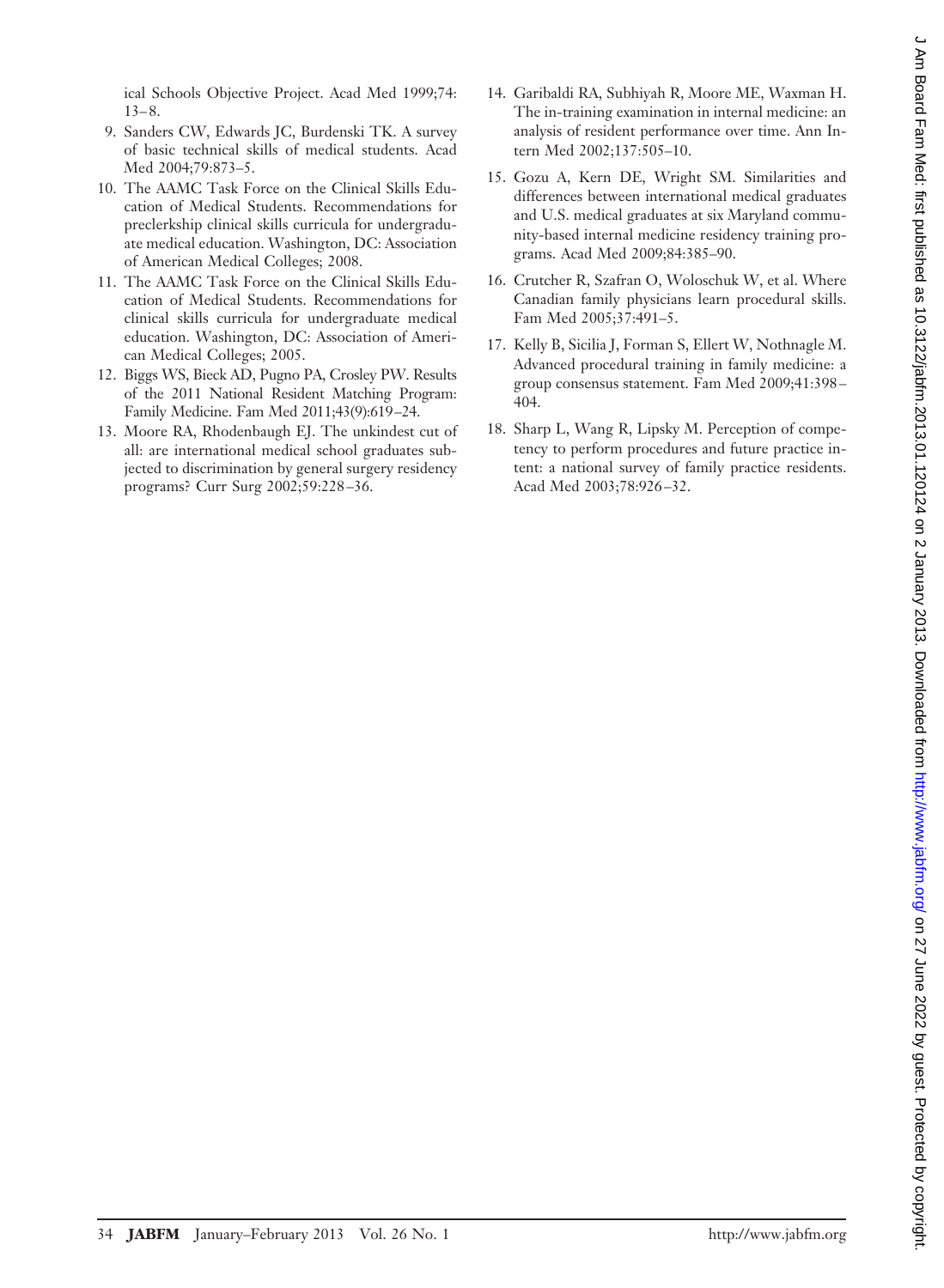ical Schools Objective Project. Acad Med 1999;74: 13–8.

9. Sanders CW, Edwards JC, Burdenski TK. A survey of basic technical skills of medical students. Acad Med 2004;79:873–5.
10. The AAMC Task Force on the Clinical Skills Education of Medical Students. Recommendations for preclerkship clinical skills curricula for undergraduate medical education. Washington, DC: Association of American Medical Colleges; 2008.
11. The AAMC Task Force on the Clinical Skills Education of Medical Students. Recommendations for clinical skills curricula for undergraduate medical education. Washington, DC: Association of American Medical Colleges; 2005.
12. Biggs WS, Bieck AD, Pugno PA, Crosley PW. Results of the 2011 National Resident Matching Program: Family Medicine. Fam Med 2011;43(9):619–24.
13. Moore RA, Rhodenbaugh EJ. The unkindest cut of all: are international medical school graduates subjected to discrimination by general surgery residency programs? Curr Surg 2002;59:228–36.
14. Garibaldi RA, Subhiyah R, Moore ME, Waxman H. The in-training examination in internal medicine: an analysis of resident performance over time. Ann Intern Med 2002;137:505–10.
15. Gozu A, Kern DE, Wright SM. Similarities and differences between international medical graduates and U.S. medical graduates at six Maryland community-based internal medicine residency training programs. Acad Med 2009;84:385–90.
16. Crutcher R, Szafran O, Woloschuk W, et al. Where Canadian family physicians learn procedural skills. Fam Med 2005;37:491–5.
17. Kelly B, Sicilia J, Forman S, Ellert W, Nothnagle M. Advanced procedural training in family medicine: a group consensus statement. Fam Med 2009;41:398–404.
18. Sharp L, Wang R, Lipsky M. Perception of competency to perform procedures and future practice intent: a national survey of family practice residents. Acad Med 2003;78:926–32.